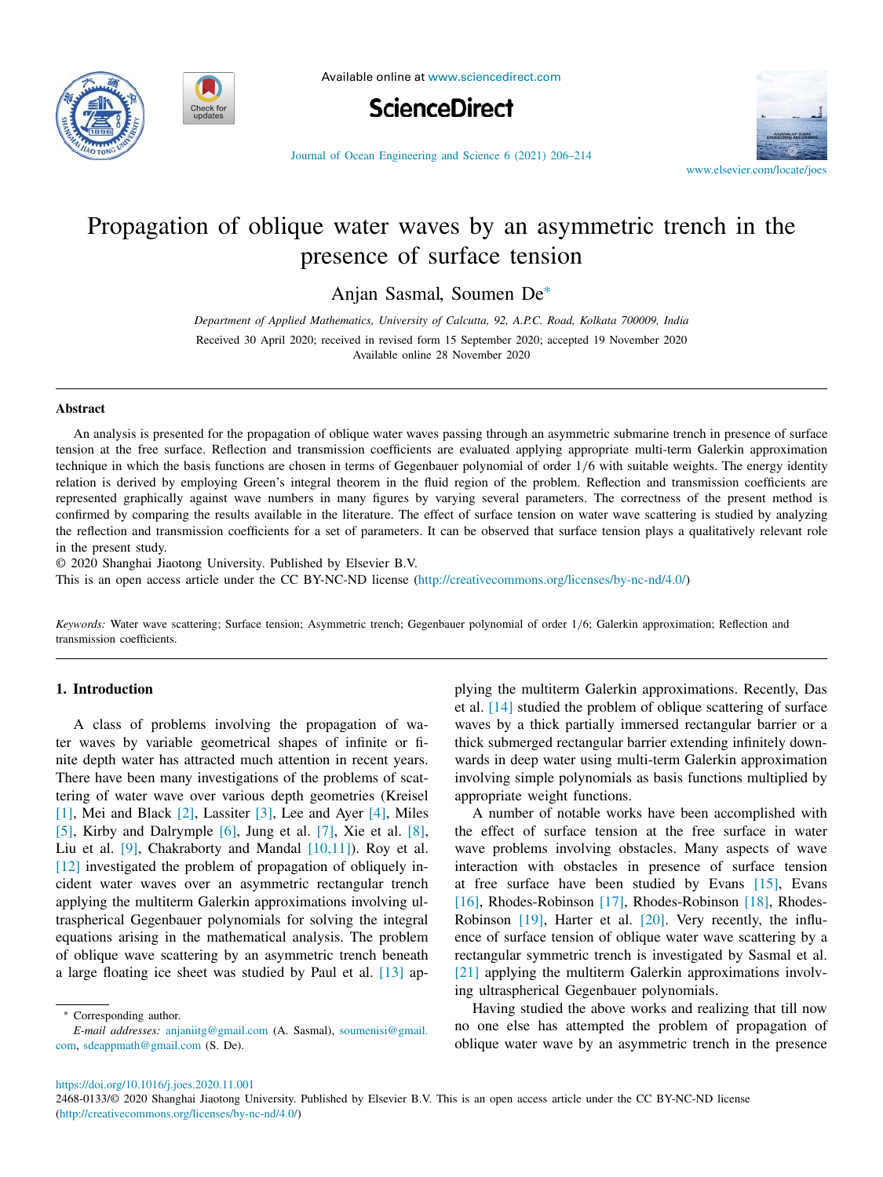# Propagation of oblique water waves by an asymmetric trench in the presence of surface tension

Anjan Sasmal, Soumen De*

*Department of Applied Mathematics, University of Calcutta, 92, A.P.C. Road, Kolkata 700009, India*

Received 30 April 2020; received in revised form 15 September 2020; accepted 19 November 2020
Available online 28 November 2020

## Abstract

An analysis is presented for the propagation of oblique water waves passing through an asymmetric submarine trench in presence of surface tension at the free surface. Reflection and transmission coefficients are evaluated applying appropriate multi-term Galerkin approximation technique in which the basis functions are chosen in terms of Gegenbauer polynomial of order 1/6 with suitable weights. The energy identity relation is derived by employing Green's integral theorem in the fluid region of the problem. Reflection and transmission coefficients are represented graphically against wave numbers in many figures by varying several parameters. The correctness of the present method is confirmed by comparing the results available in the literature. The effect of surface tension on water wave scattering is studied by analyzing the reflection and transmission coefficients for a set of parameters. It can be observed that surface tension plays a qualitatively relevant role in the present study.

© 2020 Shanghai Jiaotong University. Published by Elsevier B.V.

This is an open access article under the CC BY-NC-ND license (http://creativecommons.org/licenses/by-nc-nd/4.0/)

*Keywords:* Water wave scattering; Surface tension; Asymmetric trench; Gegenbauer polynomial of order 1/6; Galerkin approximation; Reflection and transmission coefficients.

## 1. Introduction

A class of problems involving the propagation of water waves by variable geometrical shapes of infinite or finite depth water has attracted much attention in recent years. There have been many investigations of the problems of scattering of water wave over various depth geometries (Kreisel [1], Mei and Black [2], Lassiter [3], Lee and Ayer [4], Miles [5], Kirby and Dalrymple [6], Jung et al. [7], Xie et al. [8], Liu et al. [9], Chakraborty and Mandal [10,11]). Roy et al. [12] investigated the problem of propagation of obliquely incident water waves over an asymmetric rectangular trench applying the multiterm Galerkin approximations involving ultraspherical Gegenbauer polynomials for solving the integral equations arising in the mathematical analysis. The problem of oblique wave scattering by an asymmetric trench beneath a large floating ice sheet was studied by Paul et al. [13] applying the multiterm Galerkin approximations. Recently, Das et al. [14] studied the problem of oblique scattering of surface waves by a thick partially immersed rectangular barrier or a thick submerged rectangular barrier extending infinitely downwards in deep water using multi-term Galerkin approximation involving simple polynomials as basis functions multiplied by appropriate weight functions.

A number of notable works have been accomplished with the effect of surface tension at the free surface in water wave problems involving obstacles. Many aspects of wave interaction with obstacles in presence of surface tension at free surface have been studied by Evans [15], Evans [16], Rhodes-Robinson [17], Rhodes-Robinson [18], Rhodes-Robinson [19], Harter et al. [20]. Very recently, the influence of surface tension of oblique water wave scattering by a rectangular symmetric trench is investigated by Sasmal et al. [21] applying the multiterm Galerkin approximations involving ultraspherical Gegenbauer polynomials.

Having studied the above works and realizing that till now no one else has attempted the problem of propagation of oblique water wave by an asymmetric trench in the presence

* Corresponding author.
*E-mail addresses:* anjaniitg@gmail.com (A. Sasmal), soumenisi@gmail.com, sdeappmath@gmail.com (S. De).

https://doi.org/10.1016/j.joes.2020.11.001
2468-0133/© 2020 Shanghai Jiaotong University. Published by Elsevier B.V. This is an open access article under the CC BY-NC-ND license (http://creativecommons.org/licenses/by-nc-nd/4.0/)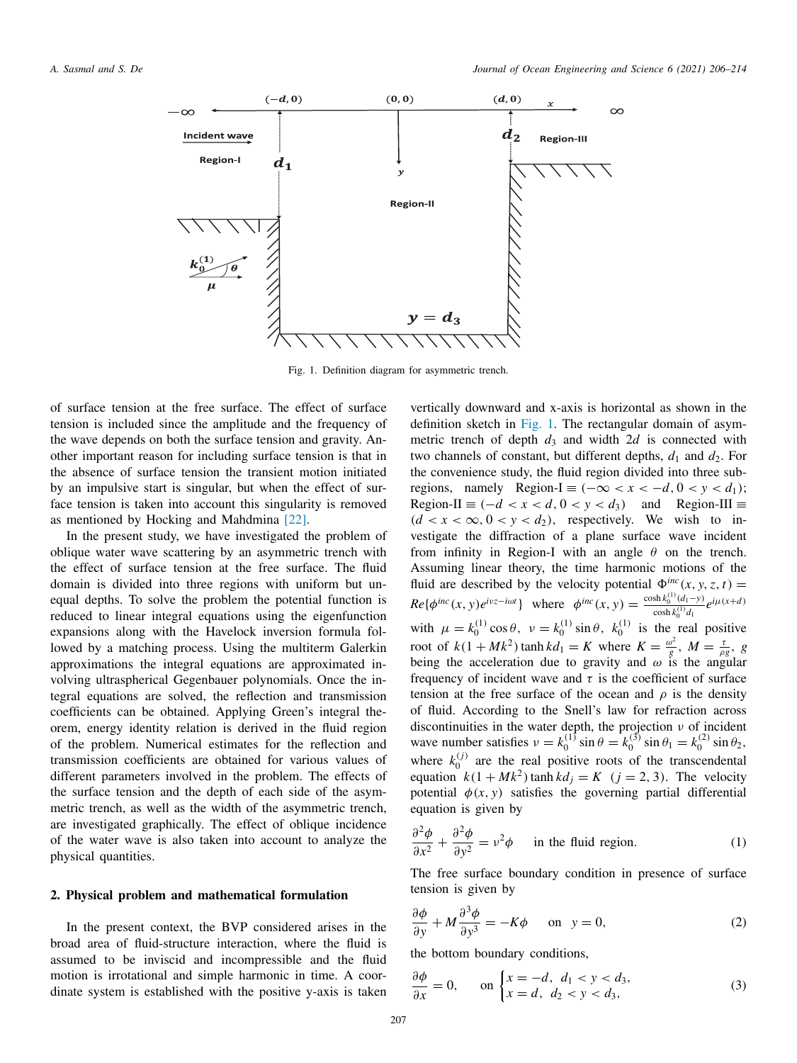Fig. 1. Definition diagram for asymmetric trench.

of surface tension at the free surface. The effect of surface tension is included since the amplitude and the frequency of the wave depends on both the surface tension and gravity. Another important reason for including surface tension is that in the absence of surface tension the transient motion initiated by an impulsive start is singular, but when the effect of surface tension is taken into account this singularity is removed as mentioned by Hocking and Mahdmina [22].

In the present study, we have investigated the problem of oblique water wave scattering by an asymmetric trench with the effect of surface tension at the free surface. The fluid domain is divided into three regions with uniform but unequal depths. To solve the problem the potential function is reduced to linear integral equations using the eigenfunction expansions along with the Havelock inversion formula followed by a matching process. Using the multiterm Galerkin approximations the integral equations are approximated involving ultraspherical Gegenbauer polynomials. Once the integral equations are solved, the reflection and transmission coefficients can be obtained. Applying Green's integral theorem, energy identity relation is derived in the fluid region of the problem. Numerical estimates for the reflection and transmission coefficients are obtained for various values of different parameters involved in the problem. The effects of the surface tension and the depth of each side of the asymmetric trench, as well as the width of the asymmetric trench, are investigated graphically. The effect of oblique incidence of the water wave is also taken into account to analyze the physical quantities.

## 2. Physical problem and mathematical formulation

In the present context, the BVP considered arises in the broad area of fluid-structure interaction, where the fluid is assumed to be inviscid and incompressible and the fluid motion is irrotational and simple harmonic in time. A coordinate system is established with the positive y-axis is taken vertically downward and x-axis is horizontal as shown in the definition sketch in Fig. 1. The rectangular domain of asymmetric trench of depth $d_3$ and width $2d$ is connected with two channels of constant, but different depths, $d_1$ and $d_2$. For the convenience study, the fluid region divided into three subregions, namely Region-I $\equiv (-\infty < x < -d, 0 < y < d_1)$; Region-II $\equiv (-d < x < d, 0 < y < d_3)$ and Region-III $\equiv (d < x < \infty, 0 < y < d_2)$, respectively. We wish to investigate the diffraction of a plane surface wave incident from infinity in Region-I with an angle $\theta$ on the trench. Assuming linear theory, the time harmonic motions of the fluid are described by the velocity potential $\Phi^{inc}(x, y, z, t) = Re\{\phi^{inc}(x, y)e^{i\nu z - i\omega t}\}$ where $\phi^{inc}(x, y) = \frac{\cosh k_0^{(1)}(d_1 - y)}{\cosh k_0^{(1)} d_1} e^{i\mu(x+d)}$ with $\mu = k_0^{(1)} \cos\theta$, $\nu = k_0^{(1)} \sin\theta$, $k_0^{(1)}$ is the real positive root of $k(1 + Mk^2)\tanh kd_1 = K$ where $K = \frac{\omega^2}{g}$, $M = \frac{\tau}{\rho g}$, $g$ being the acceleration due to gravity and $\omega$ is the angular frequency of incident wave and $\tau$ is the coefficient of surface tension at the free surface of the ocean and $\rho$ is the density of fluid. According to the Snell's law for refraction across discontinuities in the water depth, the projection $\nu$ of incident wave number satisfies $\nu = k_0^{(1)} \sin\theta = k_0^{(3)} \sin\theta_1 = k_0^{(2)} \sin\theta_2$, where $k_0^{(j)}$ are the real positive roots of the transcendental equation $k(1 + Mk^2)\tanh kd_j = K$ $(j = 2, 3)$. The velocity potential $\phi(x, y)$ satisfies the governing partial differential equation is given by

$$\frac{\partial^2 \phi}{\partial x^2} + \frac{\partial^2 \phi}{\partial y^2} = \nu^2 \phi \quad \text{in the fluid region.} \tag{1}$$

The free surface boundary condition in presence of surface tension is given by

$$\frac{\partial \phi}{\partial y} + M\frac{\partial^3 \phi}{\partial y^3} = -K\phi \quad \text{on} \quad y = 0, \tag{2}$$

the bottom boundary conditions,

$$\frac{\partial \phi}{\partial x} = 0, \quad \text{on} \begin{cases} x = -d, \ d_1 < y < d_3, \\ x = d, \ d_2 < y < d_3, \end{cases} \tag{3}$$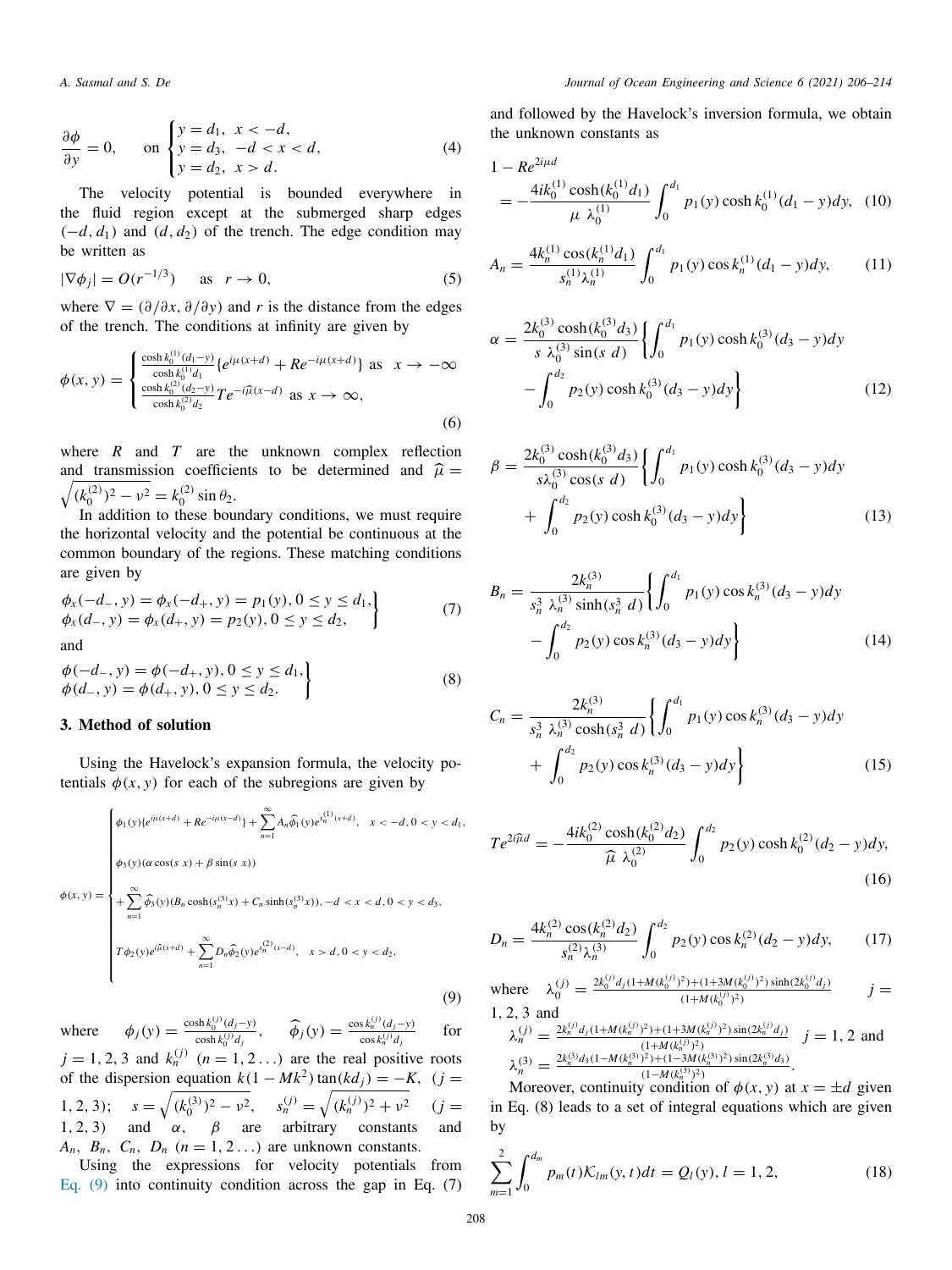$$\frac{\partial \phi}{\partial y} = 0, \qquad \text{on} \begin{cases} y = d_1, & x < -d, \\ y = d_3, & -d < x < d, \\ y = d_2, & x > d. \end{cases} \tag{4}$$

The velocity potential is bounded everywhere in the fluid region except at the submerged sharp edges $(-d, d_1)$ and $(d, d_2)$ of the trench. The edge condition may be written as

$$|\nabla \phi_j| = O(r^{-1/3}) \qquad \text{as} \quad r \to 0, \tag{5}$$

where $\nabla = (\partial/\partial x, \partial/\partial y)$ and $r$ is the distance from the edges of the trench. The conditions at infinity are given by

$$\phi(x, y) = \begin{cases} \frac{\cosh k_0^{(1)}(d_1 - y)}{\cosh k_0^{(1)} d_1} \{e^{i\mu(x+d)} + Re^{-i\mu(x+d)}\} & \text{as} \quad x \to -\infty \\ \frac{\cosh k_0^{(2)}(d_2 - y)}{\cosh k_0^{(2)} d_2} Te^{-i\widehat{\mu}(x-d)} & \text{as} \quad x \to \infty, \end{cases} \tag{6}$$

where $R$ and $T$ are the unknown complex reflection and transmission coefficients to be determined and $\widehat{\mu} = \sqrt{(k_0^{(2)})^2 - \nu^2} = k_0^{(2)} \sin \theta_2$.

In addition to these boundary conditions, we must require the horizontal velocity and the potential be continuous at the common boundary of the regions. These matching conditions are given by

$$\left.\begin{aligned} \phi_x(-d_-, y) = \phi_x(-d_+, y) = p_1(y), 0 \le y \le d_1, \\ \phi_x(d_-, y) = \phi_x(d_+, y) = p_2(y), 0 \le y \le d_2, \end{aligned}\right\} \tag{7}$$

and

$$\left.\begin{aligned} \phi(-d_-, y) = \phi(-d_+, y), 0 \le y \le d_1, \\ \phi(d_-, y) = \phi(d_+, y), 0 \le y \le d_2. \end{aligned}\right\} \tag{8}$$

## 3. Method of solution

Using the Havelock's expansion formula, the velocity potentials $\phi(x, y)$ for each of the subregions are given by

$$\phi(x, y) = \begin{cases} \phi_1(y)\{e^{i\mu(x+d)} + Re^{-i\mu(x-d)}\} + \sum_{n=1}^{\infty} A_n \widehat{\phi}_1(y) e^{s_n^{(1)}(x+d)}, & x < -d, 0 < y < d_1, \\ \phi_3(y)(\alpha \cos(s\, x) + \beta \sin(s\, x)) \\ + \sum_{n=1}^{\infty} \widehat{\phi}_3(y)(B_n \cosh(s_n^{(3)} x) + C_n \sinh(s_n^{(3)} x)), & -d < x < d, 0 < y < d_3, \\ T\phi_2(y) e^{i\widehat{\mu}(x+d)} + \sum_{n=1}^{\infty} D_n \widehat{\phi}_2(y) e^{s_n^{(2)}(x-d)}, & x > d, 0 < y < d_2, \end{cases} \tag{9}$$

where $\phi_j(y) = \frac{\cosh k_0^{(j)}(d_j - y)}{\cosh k_0^{(j)} d_j}$, $\widehat{\phi}_j(y) = \frac{\cos k_n^{(j)}(d_j - y)}{\cos k_n^{(j)} d_j}$ for $j = 1, 2, 3$ and $k_n^{(j)}$ $(n = 1, 2 \ldots)$ are the real positive roots of the dispersion equation $k(1 - Mk^2)\tan(kd_j) = -K$, $(j = 1, 2, 3)$; $s = \sqrt{(k_0^{(3)})^2 - \nu^2}$, $s_n^{(j)} = \sqrt{(k_n^{(j)})^2 + \nu^2}$ $(j = 1, 2, 3)$ and $\alpha$, $\beta$ are arbitrary constants and $A_n$, $B_n$, $C_n$, $D_n$ $(n = 1, 2 \ldots)$ are unknown constants.

Using the expressions for velocity potentials from Eq. (9) into continuity condition across the gap in Eq. (7) and followed by the Havelock's inversion formula, we obtain the unknown constants as

$$1 - Re^{2i\mu d} = -\frac{4ik_0^{(1)} \cosh(k_0^{(1)} d_1)}{\mu\ \lambda_0^{(1)}} \int_0^{d_1} p_1(y) \cosh k_0^{(1)}(d_1 - y) dy, \tag{10}$$

$$A_n = \frac{4k_n^{(1)} \cos(k_n^{(1)} d_1)}{s_n^{(1)} \lambda_n^{(1)}} \int_0^{d_1} p_1(y) \cos k_n^{(1)}(d_1 - y) dy, \tag{11}$$

$$\alpha = \frac{2k_0^{(3)} \cosh(k_0^{(3)} d_3)}{s\ \lambda_0^{(3)} \sin(s\ d)} \left\{ \int_0^{d_1} p_1(y) \cosh k_0^{(3)}(d_3 - y) dy - \int_0^{d_2} p_2(y) \cosh k_0^{(3)}(d_3 - y) dy \right\} \tag{12}$$

$$\beta = \frac{2k_0^{(3)} \cosh(k_0^{(3)} d_3)}{s \lambda_0^{(3)} \cos(s\ d)} \left\{ \int_0^{d_1} p_1(y) \cosh k_0^{(3)}(d_3 - y) dy + \int_0^{d_2} p_2(y) \cosh k_0^{(3)}(d_3 - y) dy \right\} \tag{13}$$

$$B_n = \frac{2k_n^{(3)}}{s_n^3\ \lambda_n^{(3)} \sinh(s_n^3\ d)} \left\{ \int_0^{d_1} p_1(y) \cos k_n^{(3)}(d_3 - y) dy - \int_0^{d_2} p_2(y) \cos k_n^{(3)}(d_3 - y) dy \right\} \tag{14}$$

$$C_n = \frac{2k_n^{(3)}}{s_n^3\ \lambda_n^{(3)} \cosh(s_n^3\ d)} \left\{ \int_0^{d_1} p_1(y) \cos k_n^{(3)}(d_3 - y) dy + \int_0^{d_2} p_2(y) \cos k_n^{(3)}(d_3 - y) dy \right\} \tag{15}$$

$$Te^{2i\widehat{\mu} d} = -\frac{4ik_0^{(2)} \cosh(k_0^{(2)} d_2)}{\widehat{\mu}\ \lambda_0^{(2)}} \int_0^{d_2} p_2(y) \cosh k_0^{(2)}(d_2 - y) dy, \tag{16}$$

$$D_n = \frac{4k_n^{(2)} \cos(k_n^{(2)} d_2)}{s_n^{(2)} \lambda_n^{(3)}} \int_0^{d_2} p_2(y) \cos k_n^{(2)}(d_2 - y) dy, \tag{17}$$

where $\lambda_0^{(j)} = \frac{2k_0^{(j)} d_j (1 + M(k_0^{(j)})^2) + (1 + 3M(k_0^{(j)})^2) \sinh(2k_0^{(j)} d_j)}{(1 + M(k_0^{(j)})^2)}$ $j = 1, 2, 3$ and

$\lambda_n^{(j)} = \frac{2k_n^{(j)} d_j (1 + M(k_n^{(j)})^2) + (1 + 3M(k_n^{(j)})^2) \sin(2k_n^{(j)} d_j)}{(1 + M(k_n^{(j)})^2)}$ $j = 1, 2$ and

$\lambda_n^{(3)} = \frac{2k_n^{(3)} d_3 (1 - M(k_n^{(3)})^2) + (1 - 3M(k_n^{(3)})^2) \sin(2k_n^{(3)} d_3)}{(1 - M(k_n^{(3)})^2)}$.

Moreover, continuity condition of $\phi(x, y)$ at $x = \pm d$ given in Eq. (8) leads to a set of integral equations which are given by

$$\sum_{m=1}^{2} \int_0^{d_m} p_m(t) \mathcal{K}_{lm}(y, t) dt = Q_l(y), l = 1, 2, \tag{18}$$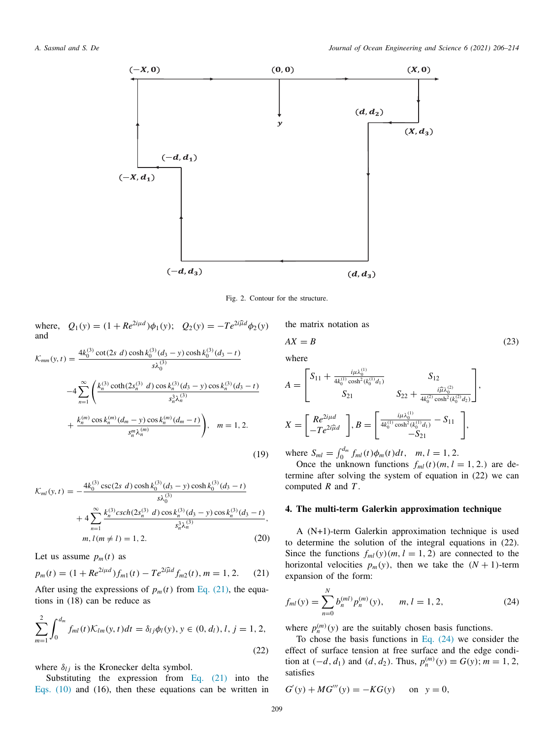Fig. 2. Contour for the structure.

where, $Q_1(y) = (1 + Re^{2i\mu d})\phi_1(y)$; $Q_2(y) = -Te^{2i\widehat{\mu}d}\phi_2(y)$ and

$$\mathcal{K}_{mm}(y,t) = \frac{4k_0^{(3)}\cot(2s\ d)\cosh k_0^{(3)}(d_3 - y)\cosh k_0^{(3)}(d_3 - t)}{s\lambda_0^{(3)}}$$
$$-4\sum_{n=1}^{\infty}\left(\frac{k_n^{(3)}\coth(2s_n^{(3)}\ d)\cos k_n^{(3)}(d_3 - y)\cos k_n^{(3)}(d_3 - t)}{s_n^3\lambda_n^{(3)}}\right.$$
$$\left. + \frac{k_n^{(m)}\cos k_n^{(m)}(d_m - y)\cos k_n^{(m)}(d_m - t)}{s_n^m\lambda_n^{(m)}}\right), \quad m = 1, 2. \tag{19}$$

$$\mathcal{K}_{ml}(y,t) = -\frac{4k_0^{(3)}\csc(2s\ d)\cosh k_0^{(3)}(d_3 - y)\cosh k_0^{(3)}(d_3 - t)}{s\lambda_0^{(3)}}$$
$$+ 4\sum_{n=1}^{\infty}\frac{k_n^{(3)}csch(2s_n^{(3)}\ d)\cos k_n^{(3)}(d_3 - y)\cos k_n^{(3)}(d_3 - t)}{s_n^3\lambda_n^{(3)}},$$
$$m, l(m \neq l) = 1, 2. \tag{20}$$

Let us assume $p_m(t)$ as

$$p_m(t) = (1 + Re^{2i\mu d})f_{m1}(t) - Te^{2i\widehat{\mu}d}f_{m2}(t), m = 1, 2. \tag{21}$$

After using the expressions of $p_m(t)$ from Eq. (21), the equations in (18) can be reduce as

$$\sum_{m=1}^{2}\int_0^{d_m} f_{ml}(t)\mathcal{K}_{lm}(y,t)dt = \delta_{lj}\phi_l(y), y \in (0, d_l), l, j = 1, 2, \tag{22}$$

where $\delta_{lj}$ is the Kronecker delta symbol.

Substituting the expression from Eq. (21) into the Eqs. (10) and (16), then these equations can be written in the matrix notation as

$$AX = B \tag{23}$$

where

$$A = \begin{bmatrix} S_{11} + \frac{i\mu\lambda_0^{(1)}}{4k_0^{(1)}\cosh^2(k_0^{(1)}d_1)} & S_{12} \\ S_{21} & S_{22} + \frac{i\widehat{\mu}\lambda_0^{(2)}}{4k_0^{(2)}\cosh^2(k_0^{(2)}d_2)} \end{bmatrix},$$

$$X = \begin{bmatrix} Re^{2i\mu d} \\ -Te^{2i\widehat{\mu}d} \end{bmatrix}, B = \begin{bmatrix} \frac{i\mu\lambda_0^{(1)}}{4k_0^{(1)}\cosh^2(k_0^{(1)}d_1)} - S_{11} \\ -S_{21} \end{bmatrix},$$

where $S_{ml} = \int_0^{d_m} f_{ml}(t)\phi_m(t)dt, \quad m, l = 1, 2.$

Once the unknown functions $f_{ml}(t)(m, l = 1, 2.)$ are determine after solving the system of equation in (22) we can computed $R$ and $T$.

## 4. The multi-term Galerkin approximation technique

A (N+1)-term Galerkin approximation technique is used to determine the solution of the integral equations in (22). Since the functions $f_{ml}(y)(m, l = 1, 2)$ are connected to the horizontal velocities $p_m(y)$, then we take the $(N + 1)$-term expansion of the form:

$$f_{ml}(y) = \sum_{n=0}^{N} b_n^{(ml)} p_n^{(m)}(y), \qquad m, l = 1, 2, \tag{24}$$

where $p_n^{(m)}(y)$ are the suitably chosen basis functions.

To chose the basis functions in Eq. (24) we consider the effect of surface tension at free surface and the edge condition at $(-d, d_1)$ and $(d, d_2)$. Thus, $p_n^{(m)}(y) \equiv G(y); m = 1, 2,$ satisfies

$$G'(y) + MG'''(y) = -KG(y) \quad \text{on} \quad y = 0,$$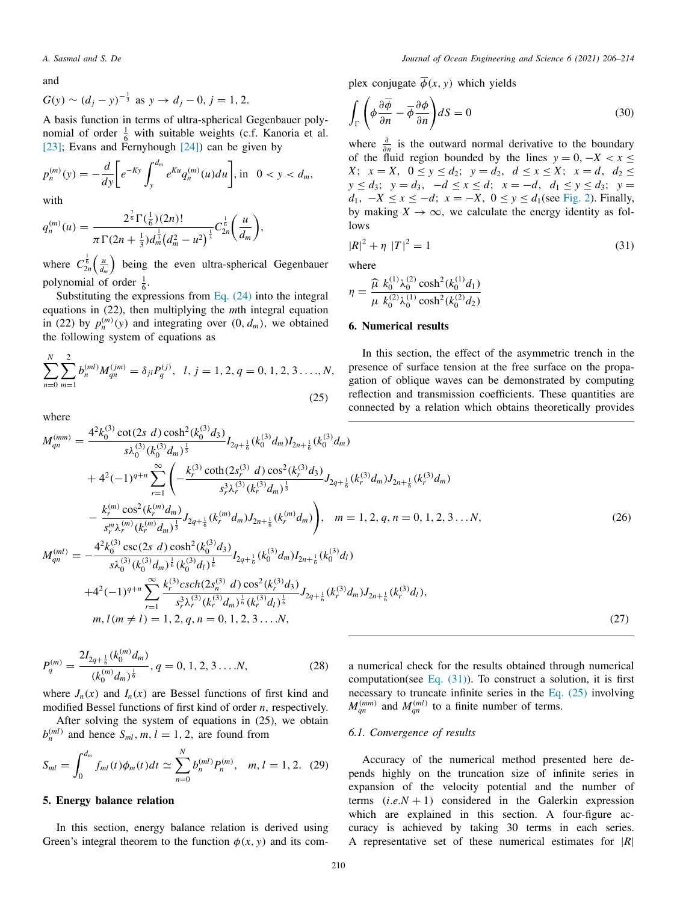and

$$G(y) \sim (d_j - y)^{-\frac{1}{3}} \text{ as } y \to d_j - 0, j = 1, 2.$$

A basis function in terms of ultra-spherical Gegenbauer polynomial of order $\frac{1}{6}$ with suitable weights (c.f. Kanoria et al. [23]; Evans and Fernyhough [24]) can be given by

$$p_n^{(m)}(y) = -\frac{d}{dy}\left[e^{-Ky}\int_y^{d_m} e^{Ku} q_n^{(m)}(u)du\right], \text{in } \ 0 < y < d_m,$$

with

$$q_n^{(m)}(u) = \frac{2^{\frac{7}{6}}\Gamma(\frac{1}{6})(2n)!}{\pi\Gamma(2n+\frac{1}{3})d_m^{\frac{1}{3}}\left(d_m^2 - u^2\right)^{\frac{1}{3}}} C_{2n}^{\frac{1}{6}}\left(\frac{u}{d_m}\right),$$

where $C_{2n}^{\frac{1}{6}}\left(\frac{u}{d_m}\right)$ being the even ultra-spherical Gegenbauer polynomial of order $\frac{1}{6}$.

Substituting the expressions from Eq. (24) into the integral equations in (22), then multiplying the $m$th integral equation in (22) by $p_n^{(m)}(y)$ and integrating over $(0, d_m)$, we obtained the following system of equations as

$$\sum_{n=0}^{N}\sum_{m=1}^{2} b_n^{(ml)} M_{qn}^{(jm)} = \delta_{jl} P_q^{(j)}, \ \ l, j = 1, 2, q = 0, 1, 2, 3 \ldots, N, \tag{25}$$

where

$$\begin{aligned}
M_{qn}^{(mm)} = &\frac{4^2 k_0^{(3)} \cot(2s\ d)\cosh^2(k_0^{(3)}d_3)}{s\lambda_0^{(3)}(k_0^{(3)}d_m)^{\frac{1}{3}}} I_{2q+\frac{1}{6}}(k_0^{(3)}d_m) I_{2n+\frac{1}{6}}(k_0^{(3)}d_m) \\
&+ 4^2(-1)^{q+n}\sum_{r=1}^{\infty}\Bigg(-\frac{k_r^{(3)}\coth(2s_r^{(3)}\ d)\cos^2(k_r^{(3)}d_3)}{s_r^3\lambda_r^{(3)}(k_r^{(3)}d_m)^{\frac{1}{3}}} J_{2q+\frac{1}{6}}(k_r^{(3)}d_m) J_{2n+\frac{1}{6}}(k_r^{(3)}d_m) \\
&- \frac{k_r^{(m)}\cos^2(k_r^{(m)}d_m)}{s_r^m\lambda_r^{(m)}(k_r^{(m)}d_m)^{\frac{1}{3}}} J_{2q+\frac{1}{6}}(k_r^{(m)}d_m) J_{2n+\frac{1}{6}}(k_r^{(m)}d_m)\Bigg), \quad m = 1, 2, q, n = 0, 1, 2, 3 \ldots N,
\end{aligned} \tag{26}$$

$$\begin{aligned}
M_{qn}^{(ml)} = &-\frac{4^2 k_0^{(3)}\csc(2s\ d)\cosh^2(k_0^{(3)}d_3)}{s\lambda_0^{(3)}(k_0^{(3)}d_m)^{\frac{1}{6}}(k_0^{(3)}d_l)^{\frac{1}{6}}} I_{2q+\frac{1}{6}}(k_0^{(3)}d_m) I_{2n+\frac{1}{6}}(k_0^{(3)}d_l) \\
&+ 4^2(-1)^{q+n}\sum_{r=1}^{\infty}\frac{k_r^{(3)}csch(2s_n^{(3)}\ d)\cos^2(k_r^{(3)}d_3)}{s_r^3\lambda_r^{(3)}(k_r^{(3)}d_m)^{\frac{1}{6}}(k_r^{(3)}d_l)^{\frac{1}{6}}} J_{2q+\frac{1}{6}}(k_r^{(3)}d_m) J_{2n+\frac{1}{6}}(k_r^{(3)}d_l), \\
&m, l(m \neq l) = 1, 2, q, n = 0, 1, 2, 3 \ldots .N,
\end{aligned} \tag{27}$$

$$P_q^{(m)} = \frac{2I_{2q+\frac{1}{6}}(k_0^{(m)}d_m)}{(k_0^{(m)}d_m)^{\frac{1}{6}}}, q = 0, 1, 2, 3 \ldots .N, \tag{28}$$

where $J_n(x)$ and $I_n(x)$ are Bessel functions of first kind and modified Bessel functions of first kind of order $n$, respectively.

After solving the system of equations in (25), we obtain $b_n^{(ml)}$ and hence $S_{ml}, m, l = 1, 2$, are found from

$$S_{ml} = \int_0^{d_m} f_{ml}(t)\phi_m(t)dt \simeq \sum_{n=0}^{N} b_n^{(ml)} P_n^{(m)}, \quad m, l = 1, 2. \tag{29}$$

## 5. Energy balance relation

In this section, energy balance relation is derived using Green's integral theorem to the function $\phi(x, y)$ and its complex conjugate $\overline{\phi}(x, y)$ which yields

$$\int_{\Gamma}\left(\phi\frac{\partial\overline{\phi}}{\partial n} - \overline{\phi}\frac{\partial\phi}{\partial n}\right)dS = 0 \tag{30}$$

where $\frac{\partial}{\partial n}$ is the outward normal derivative to the boundary of the fluid region bounded by the lines $y = 0, -X < x \le X;\ x = X,\ 0 \le y \le d_2;\ y = d_2,\ d \le x \le X;\ x = d,\ d_2 \le y \le d_3;\ y = d_3,\ -d \le x \le d;\ x = -d,\ d_1 \le y \le d_3;\ y = d_1,\ -X \le x \le -d;\ x = -X,\ 0 \le y \le d_1$(see Fig. 2). Finally, by making $X \to \infty$, we calculate the energy identity as follows

$$|R|^2 + \eta\ |T|^2 = 1 \tag{31}$$

where

$$\eta = \frac{\widehat{\mu}\ k_0^{(1)}\lambda_0^{(2)}\cosh^2(k_0^{(1)}d_1)}{\mu\ k_0^{(2)}\lambda_0^{(1)}\cosh^2(k_0^{(2)}d_2)}$$

## 6. Numerical results

In this section, the effect of the asymmetric trench in the presence of surface tension at the free surface on the propagation of oblique waves can be demonstrated by computing reflection and transmission coefficients. These quantities are connected by a relation which obtains theoretically provides a numerical check for the results obtained through numerical computation(see Eq. (31)). To construct a solution, it is first necessary to truncate infinite series in the Eq. (25) involving $M_{qn}^{(mm)}$ and $M_{qn}^{(ml)}$ to a finite number of terms.

### 6.1. Convergence of results

Accuracy of the numerical method presented here depends highly on the truncation size of infinite series in expansion of the velocity potential and the number of terms $(i.e.N + 1)$ considered in the Galerkin expression which are explained in this section. A four-figure accuracy is achieved by taking 30 terms in each series. A representative set of these numerical estimates for $|R|$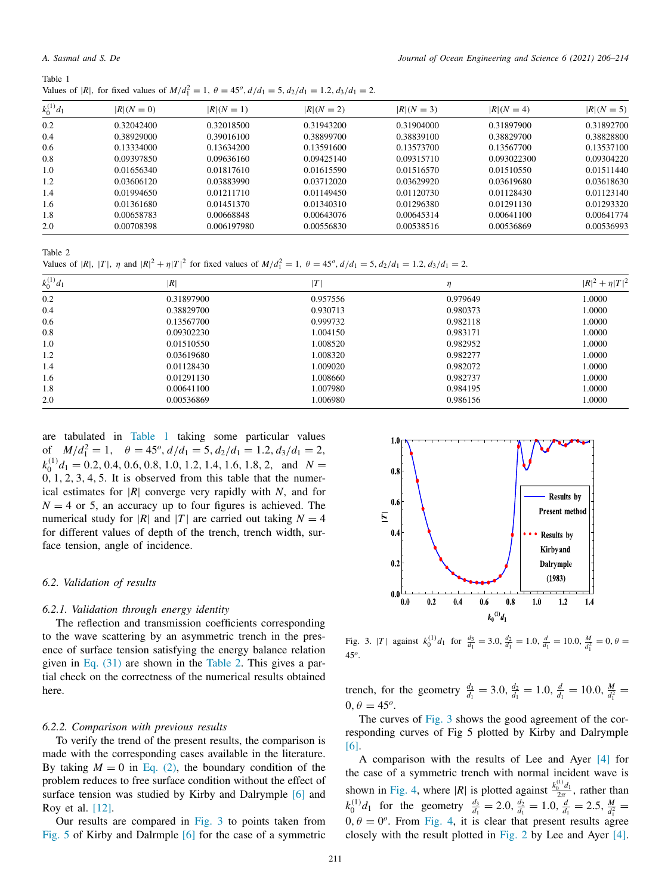Table 1
Values of $|R|$, for fixed values of $M/d_1^2 = 1$, $\theta = 45^o$, $d/d_1 = 5$, $d_2/d_1 = 1.2$, $d_3/d_1 = 2$.

| $k_0^{(1)} d_1$ | $\lvert R\rvert(N=0)$ | $\lvert R\rvert(N=1)$ | $\lvert R\rvert(N=2)$ | $\lvert R\rvert(N=3)$ | $\lvert R\rvert(N=4)$ | $\lvert R\rvert(N=5)$ |
|---|---|---|---|---|---|---|
| 0.2 | 0.32042400 | 0.32018500 | 0.31943200 | 0.31904000 | 0.31897900 | 0.31892700 |
| 0.4 | 0.38929000 | 0.39016100 | 0.38899700 | 0.38839100 | 0.38829700 | 0.38828800 |
| 0.6 | 0.13334000 | 0.13634200 | 0.13591600 | 0.13573700 | 0.13567700 | 0.13537100 |
| 0.8 | 0.09397850 | 0.09636160 | 0.09425140 | 0.09315710 | 0.093022300 | 0.09304220 |
| 1.0 | 0.01656340 | 0.01817610 | 0.01615590 | 0.01516570 | 0.01510550 | 0.01511440 |
| 1.2 | 0.03606120 | 0.03883990 | 0.03712020 | 0.03629920 | 0.03619680 | 0.03618630 |
| 1.4 | 0.01994650 | 0.01211710 | 0.01149450 | 0.01120730 | 0.01128430 | 0.01123140 |
| 1.6 | 0.01361680 | 0.01451370 | 0.01340310 | 0.01296380 | 0.01291130 | 0.01293320 |
| 1.8 | 0.00658783 | 0.00668848 | 0.00643076 | 0.00645314 | 0.00641100 | 0.00641774 |
| 2.0 | 0.00708398 | 0.006197980 | 0.00556830 | 0.00538516 | 0.00536869 | 0.00536993 |

Table 2
Values of $|R|$, $|T|$, $\eta$ and $|R|^2 + \eta|T|^2$ for fixed values of $M/d_1^2 = 1$, $\theta = 45^o$, $d/d_1 = 5$, $d_2/d_1 = 1.2$, $d_3/d_1 = 2$.

| $k_0^{(1)} d_1$ | $\lvert R\rvert$ | $\lvert T\rvert$ | $\eta$ | $\lvert R\rvert^2 + \eta\lvert T\rvert^2$ |
|---|---|---|---|---|
| 0.2 | 0.31897900 | 0.957556 | 0.979649 | 1.0000 |
| 0.4 | 0.38829700 | 0.930713 | 0.980373 | 1.0000 |
| 0.6 | 0.13567700 | 0.999732 | 0.982118 | 1.0000 |
| 0.8 | 0.09302230 | 1.004150 | 0.983171 | 1.0000 |
| 1.0 | 0.01510550 | 1.008520 | 0.982952 | 1.0000 |
| 1.2 | 0.03619680 | 1.008320 | 0.982277 | 1.0000 |
| 1.4 | 0.01128430 | 1.009020 | 0.982072 | 1.0000 |
| 1.6 | 0.01291130 | 1.008660 | 0.982737 | 1.0000 |
| 1.8 | 0.00641100 | 1.007980 | 0.984195 | 1.0000 |
| 2.0 | 0.00536869 | 1.006980 | 0.986156 | 1.0000 |

are tabulated in Table 1 taking some particular values of $M/d_1^2 = 1$, $\theta = 45^o, d/d_1 = 5, d_2/d_1 = 1.2, d_3/d_1 = 2$, $k_0^{(1)} d_1 = 0.2, 0.4, 0.6, 0.8, 1.0, 1.2, 1.4, 1.6, 1.8, 2$, and $N = 0, 1, 2, 3, 4, 5$. It is observed from this table that the numerical estimates for $|R|$ converge very rapidly with $N$, and for $N = 4$ or 5, an accuracy up to four figures is achieved. The numerical study for $|R|$ and $|T|$ are carried out taking $N = 4$ for different values of depth of the trench, trench width, surface tension, angle of incidence.

### 6.2. Validation of results

#### 6.2.1. Validation through energy identity

The reflection and transmission coefficients corresponding to the wave scattering by an asymmetric trench in the presence of surface tension satisfying the energy balance relation given in Eq. (31) are shown in the Table 2. This gives a partial check on the correctness of the numerical results obtained here.

#### 6.2.2. Comparison with previous results

To verify the trend of the present results, the comparison is made with the corresponding cases available in the literature. By taking $M = 0$ in Eq. (2), the boundary condition of the problem reduces to free surface condition without the effect of surface tension was studied by Kirby and Dalrymple [6] and Roy et al. [12].

Our results are compared in Fig. 3 to points taken from Fig. 5 of Kirby and Dalrmple [6] for the case of a symmetric trench, for the geometry $\frac{d_3}{d_1} = 3.0, \frac{d_2}{d_1} = 1.0, \frac{d}{d_1} = 10.0, \frac{M}{d_1^2} = 0, \theta = 45^o$.

Fig. 3. $|T|$ against $k_0^{(1)} d_1$ for $\frac{d_3}{d_1} = 3.0, \frac{d_2}{d_1} = 1.0, \frac{d}{d_1} = 10.0, \frac{M}{d_1^2} = 0, \theta = 45^o$.

The curves of Fig. 3 shows the good agreement of the corresponding curves of Fig 5 plotted by Kirby and Dalrymple [6].

A comparison with the results of Lee and Ayer [4] for the case of a symmetric trench with normal incident wave is shown in Fig. 4, where $|R|$ is plotted against $\frac{k_0^{(1)} d_1}{2\pi}$, rather than $k_0^{(1)} d_1$ for the geometry $\frac{d_3}{d_1} = 2.0, \frac{d_2}{d_1} = 1.0, \frac{d}{d_1} = 2.5, \frac{M}{d_1^2} = 0, \theta = 0^o$. From Fig. 4, it is clear that present results agree closely with the result plotted in Fig. 2 by Lee and Ayer [4].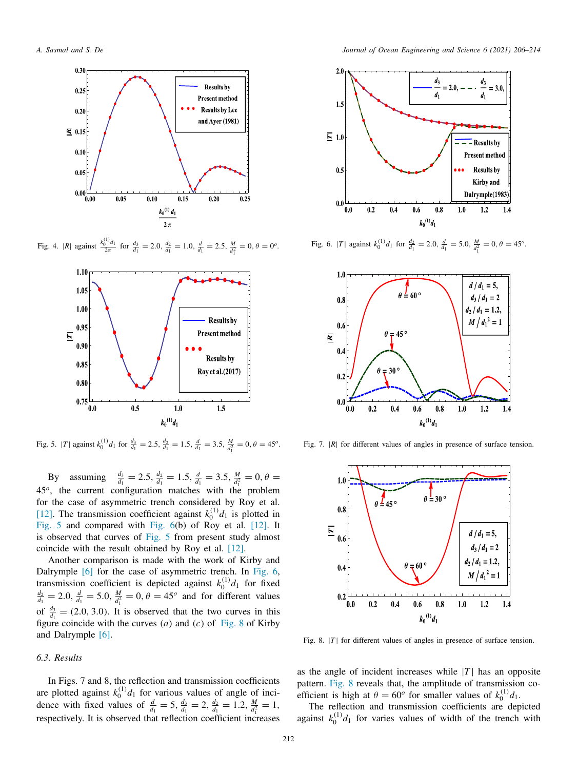Fig. 4. $|R|$ against $\frac{k_0^{(1)} d_1}{2\pi}$ for $\frac{d_3}{d_1} = 2.0$, $\frac{d_2}{d_1} = 1.0$, $\frac{d}{d_1} = 2.5$, $\frac{M}{d_1^2} = 0$, $\theta = 0^o$.

Fig. 5. $|T|$ against $k_0^{(1)} d_1$ for $\frac{d_3}{d_1} = 2.5$, $\frac{d_2}{d_1} = 1.5$, $\frac{d}{d_1} = 3.5$, $\frac{M}{d_1^2} = 0$, $\theta = 45^o$.

By assuming $\frac{d_3}{d_1} = 2.5$, $\frac{d_2}{d_1} = 1.5$, $\frac{d}{d_1} = 3.5$, $\frac{M}{d_1^2} = 0$, $\theta = 45^o$, the current configuration matches with the problem for the case of asymmetric trench considered by Roy et al. [12]. The transmission coefficient against $k_0^{(1)} d_1$ is plotted in Fig. 5 and compared with Fig. 6(b) of Roy et al. [12]. It is observed that curves of Fig. 5 from present study almost coincide with the result obtained by Roy et al. [12].

Another comparison is made with the work of Kirby and Dalrymple [6] for the case of asymmetric trench. In Fig. 6, transmission coefficient is depicted against $k_0^{(1)} d_1$ for fixed $\frac{d_2}{d_1} = 2.0$, $\frac{d}{d_1} = 5.0$, $\frac{M}{d_1^2} = 0$, $\theta = 45^o$ and for different values of $\frac{d_3}{d_1} = (2.0, 3.0)$. It is observed that the two curves in this figure coincide with the curves $(a)$ and $(c)$ of Fig. 8 of Kirby and Dalrymple [6].

### 6.3. Results

In Figs. 7 and 8, the reflection and transmission coefficients are plotted against $k_0^{(1)} d_1$ for various values of angle of incidence with fixed values of $\frac{d}{d_1} = 5$, $\frac{d_3}{d_1} = 2$, $\frac{d_2}{d_1} = 1.2$, $\frac{M}{d_1^2} = 1$, respectively. It is observed that reflection coefficient increases as the angle of incident increases while $|T|$ has an opposite pattern. Fig. 8 reveals that, the amplitude of transmission coefficient is high at $\theta = 60^o$ for smaller values of $k_0^{(1)} d_1$.

The reflection and transmission coefficients are depicted against $k_0^{(1)} d_1$ for varies values of width of the trench with

Fig. 6. $|T|$ against $k_0^{(1)} d_1$ for $\frac{d_2}{d_1} = 2.0$, $\frac{d}{d_1} = 5.0$, $\frac{M}{d_1^2} = 0$, $\theta = 45^o$.

Fig. 7. $|R|$ for different values of angles in presence of surface tension.

Fig. 8. $|T|$ for different values of angles in presence of surface tension.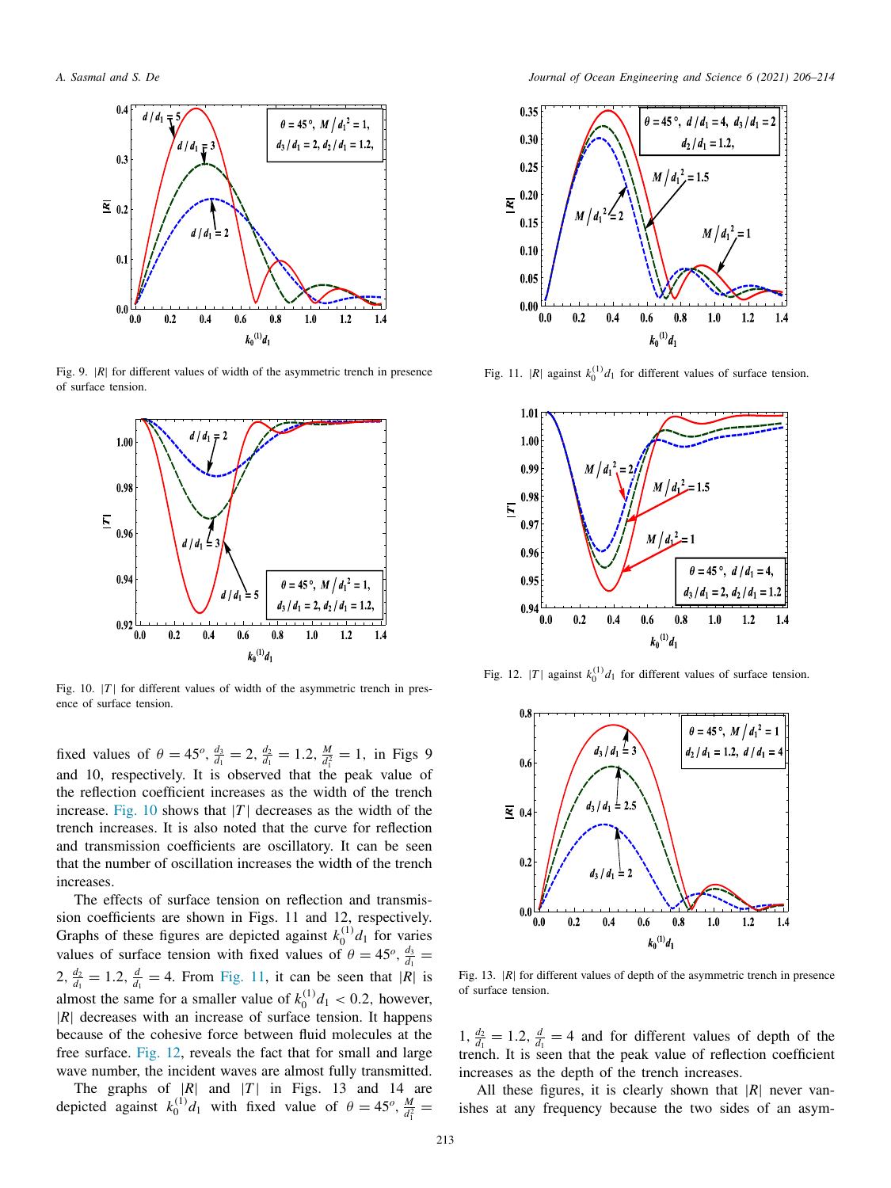Fig. 9. $|R|$ for different values of width of the asymmetric trench in presence of surface tension.

Fig. 10. $|T|$ for different values of width of the asymmetric trench in presence of surface tension.

fixed values of $\theta = 45^o$, $\frac{d_3}{d_1} = 2$, $\frac{d_2}{d_1} = 1.2$, $\frac{M}{d_1^2} = 1$, in Figs 9 and 10, respectively. It is observed that the peak value of the reflection coefficient increases as the width of the trench increase. Fig. 10 shows that $|T|$ decreases as the width of the trench increases. It is also noted that the curve for reflection and transmission coefficients are oscillatory. It can be seen that the number of oscillation increases the width of the trench increases.

The effects of surface tension on reflection and transmission coefficients are shown in Figs. 11 and 12, respectively. Graphs of these figures are depicted against $k_0^{(1)}d_1$ for varies values of surface tension with fixed values of $\theta = 45^o$, $\frac{d_3}{d_1} = 2$, $\frac{d_2}{d_1} = 1.2$, $\frac{d}{d_1} = 4$. From Fig. 11, it can be seen that $|R|$ is almost the same for a smaller value of $k_0^{(1)}d_1 < 0.2$, however, $|R|$ decreases with an increase of surface tension. It happens because of the cohesive force between fluid molecules at the free surface. Fig. 12, reveals the fact that for small and large wave number, the incident waves are almost fully transmitted.

The graphs of $|R|$ and $|T|$ in Figs. 13 and 14 are depicted against $k_0^{(1)}d_1$ with fixed value of $\theta = 45^o$, $\frac{M}{d_1^2} = 1$, $\frac{d_2}{d_1} = 1.2$, $\frac{d}{d_1} = 4$ and for different values of depth of the trench. It is seen that the peak value of reflection coefficient increases as the depth of the trench increases.

Fig. 11. $|R|$ against $k_0^{(1)}d_1$ for different values of surface tension.

Fig. 12. $|T|$ against $k_0^{(1)}d_1$ for different values of surface tension.

Fig. 13. $|R|$ for different values of depth of the asymmetric trench in presence of surface tension.

All these figures, it is clearly shown that $|R|$ never vanishes at any frequency because the two sides of an asym-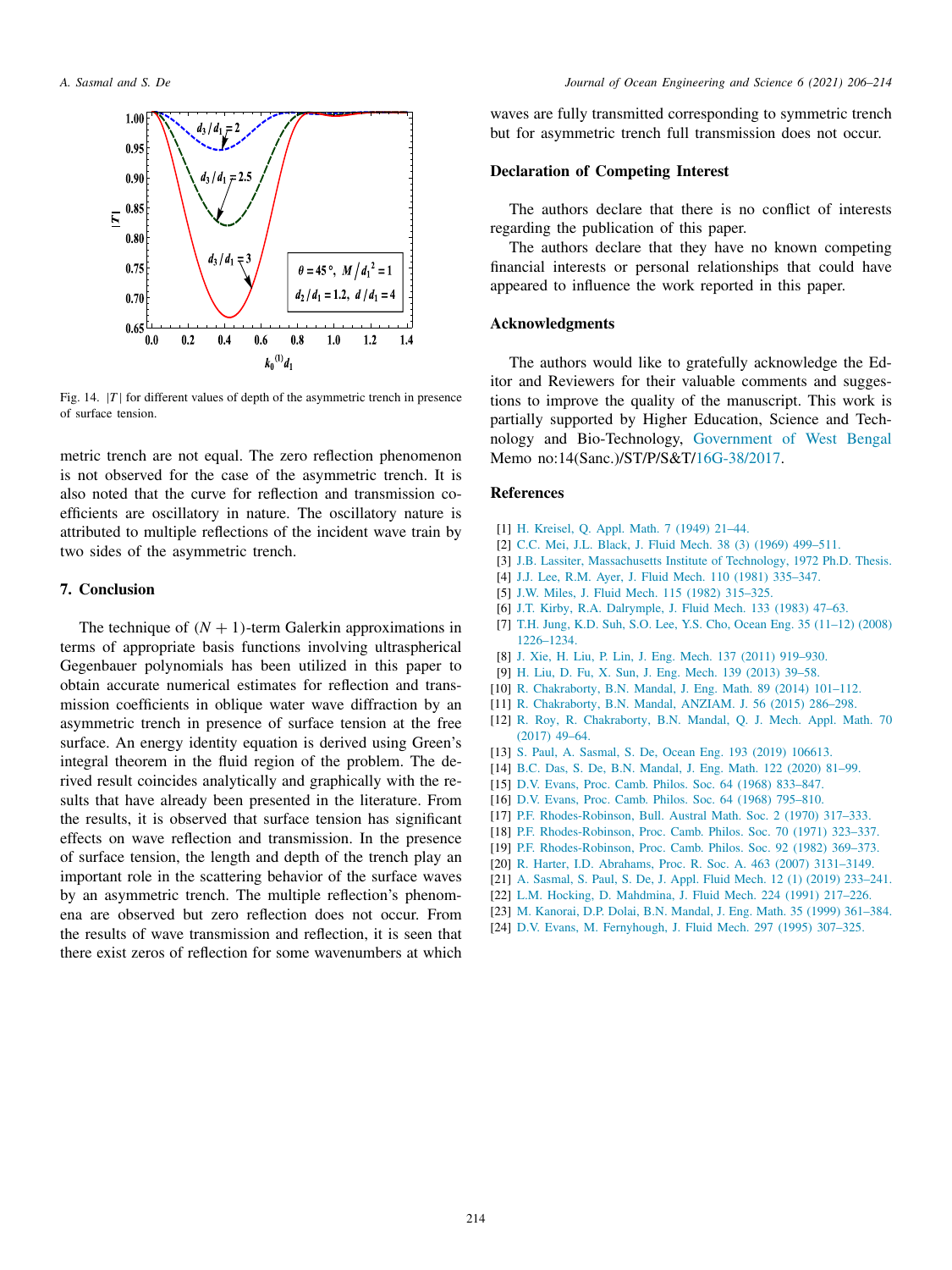1.00
0.95
0.90
0.85
0.80
0.75
0.70
0.65
$|T|$
0.0 0.2 0.4 0.6 0.8 1.0 1.2 1.4
$k_0^{(1)}d_1$
$d_3/d_1 = 2$
$d_3/d_1 = 2.5$
$d_3/d_1 = 3$
$\theta = 45°$, $M/d_1^2 = 1$
$d_2/d_1 = 1.2$, $d/d_1 = 4$

Fig. 14. $|T|$ for different values of depth of the asymmetric trench in presence of surface tension.

metric trench are not equal. The zero reflection phenomenon is not observed for the case of the asymmetric trench. It is also noted that the curve for reflection and transmission coefficients are oscillatory in nature. The oscillatory nature is attributed to multiple reflections of the incident wave train by two sides of the asymmetric trench.

## 7. Conclusion

The technique of $(N+1)$-term Galerkin approximations in terms of appropriate basis functions involving ultraspherical Gegenbauer polynomials has been utilized in this paper to obtain accurate numerical estimates for reflection and transmission coefficients in oblique water wave diffraction by an asymmetric trench in presence of surface tension at the free surface. An energy identity equation is derived using Green's integral theorem in the fluid region of the problem. The derived result coincides analytically and graphically with the results that have already been presented in the literature. From the results, it is observed that surface tension has significant effects on wave reflection and transmission. In the presence of surface tension, the length and depth of the trench play an important role in the scattering behavior of the surface waves by an asymmetric trench. The multiple reflection's phenomena are observed but zero reflection does not occur. From the results of wave transmission and reflection, it is seen that there exist zeros of reflection for some wavenumbers at which waves are fully transmitted corresponding to symmetric trench but for asymmetric trench full transmission does not occur.

## Declaration of Competing Interest

The authors declare that there is no conflict of interests regarding the publication of this paper.

The authors declare that they have no known competing financial interests or personal relationships that could have appeared to influence the work reported in this paper.

## Acknowledgments

The authors would like to gratefully acknowledge the Editor and Reviewers for their valuable comments and suggestions to improve the quality of the manuscript. This work is partially supported by Higher Education, Science and Technology and Bio-Technology, Government of West Bengal Memo no:14(Sanc.)/ST/P/S&T/16G-38/2017.

## References

[1] H. Kreisel, Q. Appl. Math. 7 (1949) 21–44.
[2] C.C. Mei, J.L. Black, J. Fluid Mech. 38 (3) (1969) 499–511.
[3] J.B. Lassiter, Massachusetts Institute of Technology, 1972 Ph.D. Thesis.
[4] J.J. Lee, R.M. Ayer, J. Fluid Mech. 110 (1981) 335–347.
[5] J.W. Miles, J. Fluid Mech. 115 (1982) 315–325.
[6] J.T. Kirby, R.A. Dalrymple, J. Fluid Mech. 133 (1983) 47–63.
[7] T.H. Jung, K.D. Suh, S.O. Lee, Y.S. Cho, Ocean Eng. 35 (11–12) (2008) 1226–1234.
[8] J. Xie, H. Liu, P. Lin, J. Eng. Mech. 137 (2011) 919–930.
[9] H. Liu, D. Fu, X. Sun, J. Eng. Mech. 139 (2013) 39–58.
[10] R. Chakraborty, B.N. Mandal, J. Eng. Math. 89 (2014) 101–112.
[11] R. Chakraborty, B.N. Mandal, ANZIAM. J. 56 (2015) 286–298.
[12] R. Roy, R. Chakraborty, B.N. Mandal, Q. J. Mech. Appl. Math. 70 (2017) 49–64.
[13] S. Paul, A. Sasmal, S. De, Ocean Eng. 193 (2019) 106613.
[14] B.C. Das, S. De, B.N. Mandal, J. Eng. Math. 122 (2020) 81–99.
[15] D.V. Evans, Proc. Camb. Philos. Soc. 64 (1968) 833–847.
[16] D.V. Evans, Proc. Camb. Philos. Soc. 64 (1968) 795–810.
[17] P.F. Rhodes-Robinson, Bull. Austral Math. Soc. 2 (1970) 317–333.
[18] P.F. Rhodes-Robinson, Proc. Camb. Philos. Soc. 70 (1971) 323–337.
[19] P.F. Rhodes-Robinson, Proc. Camb. Philos. Soc. 92 (1982) 369–373.
[20] R. Harter, I.D. Abrahams, Proc. R. Soc. A. 463 (2007) 3131–3149.
[21] A. Sasmal, S. Paul, S. De, J. Appl. Fluid Mech. 12 (1) (2019) 233–241.
[22] L.M. Hocking, D. Mahdmina, J. Fluid Mech. 224 (1991) 217–226.
[23] M. Kanorai, D.P. Dolai, B.N. Mandal, J. Eng. Math. 35 (1999) 361–384.
[24] D.V. Evans, M. Fernyhough, J. Fluid Mech. 297 (1995) 307–325.